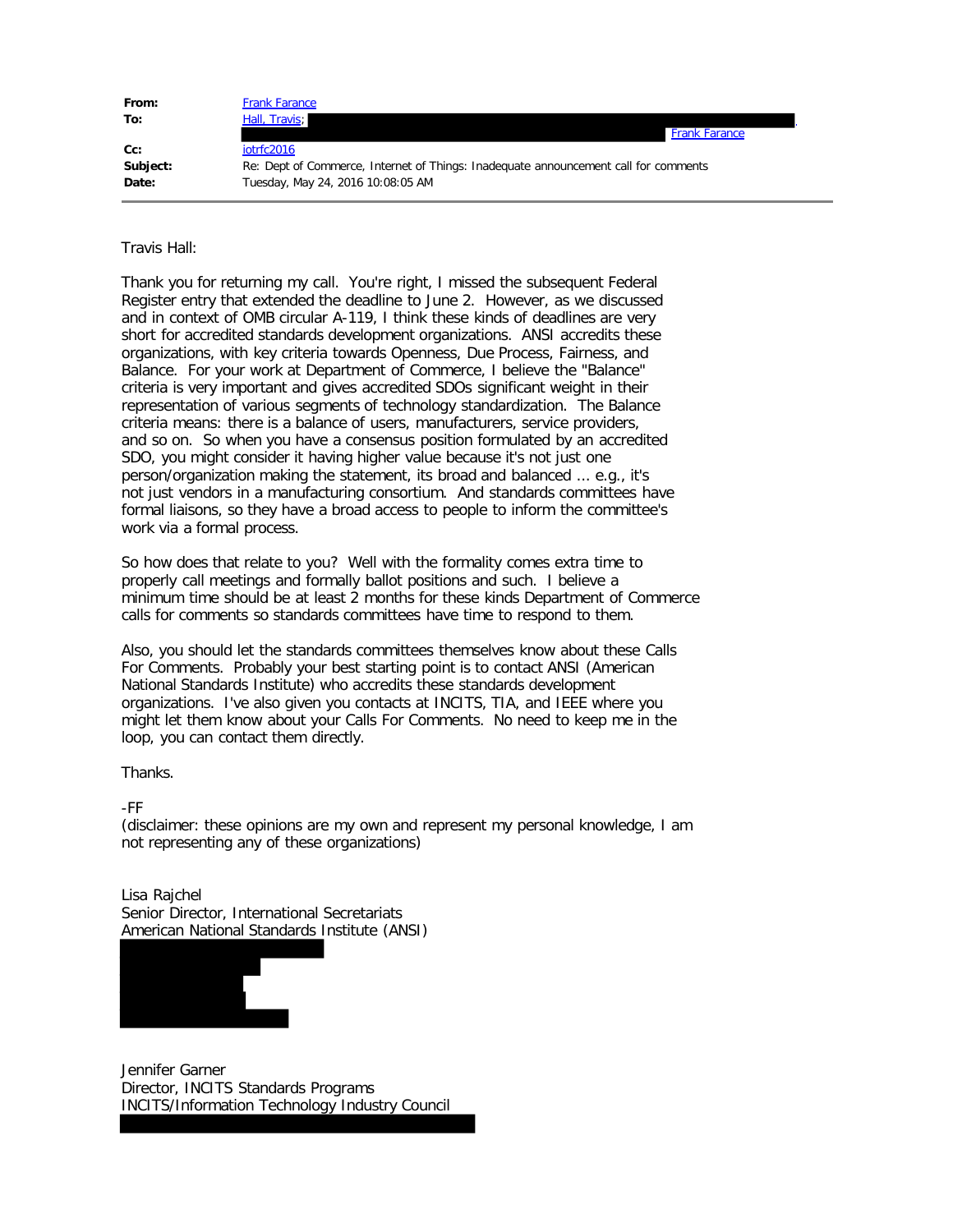**From:** Frank Farance
**To:** Hall, Travis; Frank Farance
**Cc:** iotrfc2016
**Subject:** Re: Dept of Commerce, Internet of Things: Inadequate announcement call for comments
**Date:** Tuesday, May 24, 2016 10:08:05 AM

---

Travis Hall:

Thank you for returning my call. You're right, I missed the subsequent Federal Register entry that extended the deadline to June 2. However, as we discussed and in context of OMB circular A-119, I think these kinds of deadlines are very short for accredited standards development organizations. ANSI accredits these organizations, with key criteria towards Openness, Due Process, Fairness, and Balance. For your work at Department of Commerce, I believe the "Balance" criteria is very important and gives accredited SDOs significant weight in their representation of various segments of technology standardization. The Balance criteria means: there is a balance of users, manufacturers, service providers, and so on. So when you have a consensus position formulated by an accredited SDO, you might consider it having higher value because it's not just one person/organization making the statement, its broad and balanced ... e.g., it's not just vendors in a manufacturing consortium. And standards committees have formal liaisons, so they have a broad access to people to inform the committee's work via a formal process.

So how does that relate to you? Well with the formality comes extra time to properly call meetings and formally ballot positions and such. I believe a minimum time should be at least 2 months for these kinds Department of Commerce calls for comments so standards committees have time to respond to them.

Also, you should let the standards committees themselves know about these Calls For Comments. Probably your best starting point is to contact ANSI (American National Standards Institute) who accredits these standards development organizations. I've also given you contacts at INCITS, TIA, and IEEE where you might let them know about your Calls For Comments. No need to keep me in the loop, you can contact them directly.

Thanks.

-FF
(disclaimer: these opinions are my own and represent my personal knowledge, I am not representing any of these organizations)

Lisa Rajchel
Senior Director, International Secretariats
American National Standards Institute (ANSI)

Jennifer Garner
Director, INCITS Standards Programs
INCITS/Information Technology Industry Council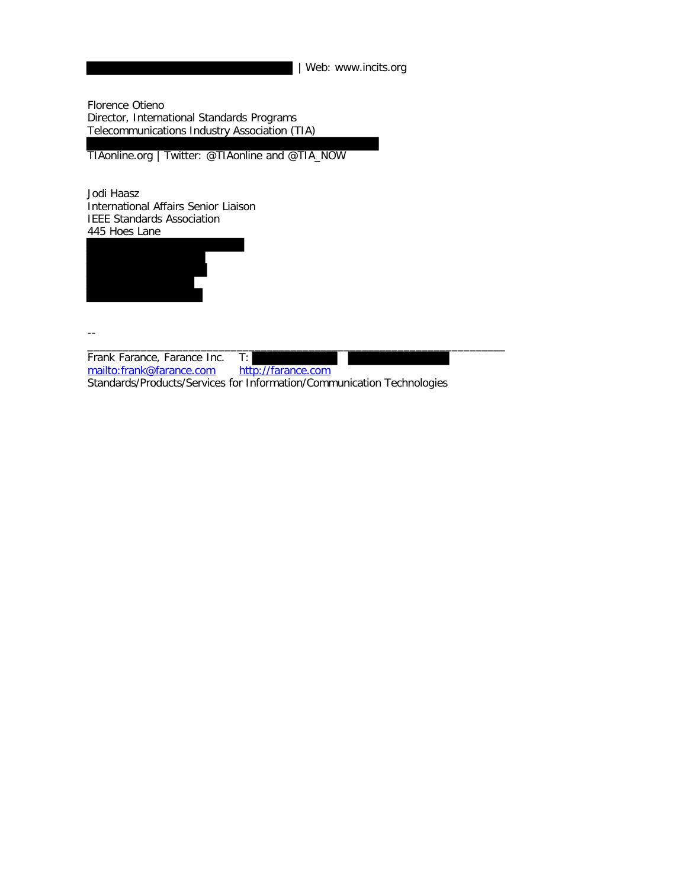| Web: www.incits.org

Florence Otieno
Director, International Standards Programs
Telecommunications Industry Association (TIA)

TIAonline.org | Twitter: @TIAonline and @TIA_NOW

Jodi Haasz
International Affairs Senior Liaison
IEEE Standards Association
445 Hoes Lane

--
\_\_\_\_\_\_\_\_\_\_\_\_\_\_\_\_\_\_\_\_\_\_\_\_\_\_\_\_\_\_\_\_\_\_\_\_\_\_\_\_\_\_\_\_\_\_\_\_\_\_\_\_\_\_\_\_\_\_\_\_\_\_\_\_\_\_\_\_\_\_\_
Frank Farance, Farance Inc. T:
mailto:frank@farance.com http://farance.com
Standards/Products/Services for Information/Communication Technologies